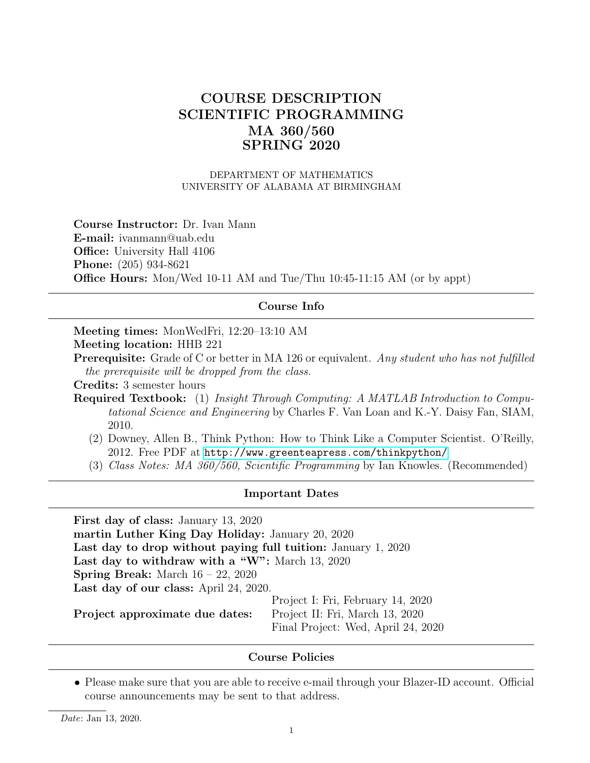# COURSE DESCRIPTION
# SCIENTIFIC PROGRAMMING
# MA 360/560
# SPRING 2020

DEPARTMENT OF MATHEMATICS
UNIVERSITY OF ALABAMA AT BIRMINGHAM

**Course Instructor:** Dr. Ivan Mann
**E-mail:** ivanmann@uab.edu
**Office:** University Hall 4106
**Phone:** (205) 934-8621
**Office Hours:** Mon/Wed 10-11 AM and Tue/Thu 10:45-11:15 AM (or by appt)

---

## Course Info

---

**Meeting times:** MonWedFri, 12:20–13:10 AM
**Meeting location:** HHB 221
**Prerequisite:** Grade of C or better in MA 126 or equivalent. *Any student who has not fulfilled the prerequisite will be dropped from the class.*
**Credits:** 3 semester hours
**Required Textbook:** (1) *Insight Through Computing: A MATLAB Introduction to Computational Science and Engineering* by Charles F. Van Loan and K.-Y. Daisy Fan, SIAM, 2010.
(2) Downey, Allen B., Think Python: How to Think Like a Computer Scientist. O'Reilly, 2012. Free PDF at http://www.greenteapress.com/thinkpython/
(3) *Class Notes: MA 360/560, Scientific Programming* by Ian Knowles. (Recommended)

---

## Important Dates

---

**First day of class:** January 13, 2020
**martin Luther King Day Holiday:** January 20, 2020
**Last day to drop without paying full tuition:** January 1, 2020
**Last day to withdraw with a "W":** March 13, 2020
**Spring Break:** March 16 – 22, 2020
**Last day of our class:** April 24, 2020.
**Project approximate due dates:**
Project I: Fri, February 14, 2020
Project II: Fri, March 13, 2020
Final Project: Wed, April 24, 2020

---

## Course Policies

---

- Please make sure that you are able to receive e-mail through your Blazer-ID account. Official course announcements may be sent to that address.

*Date*: Jan 13, 2020.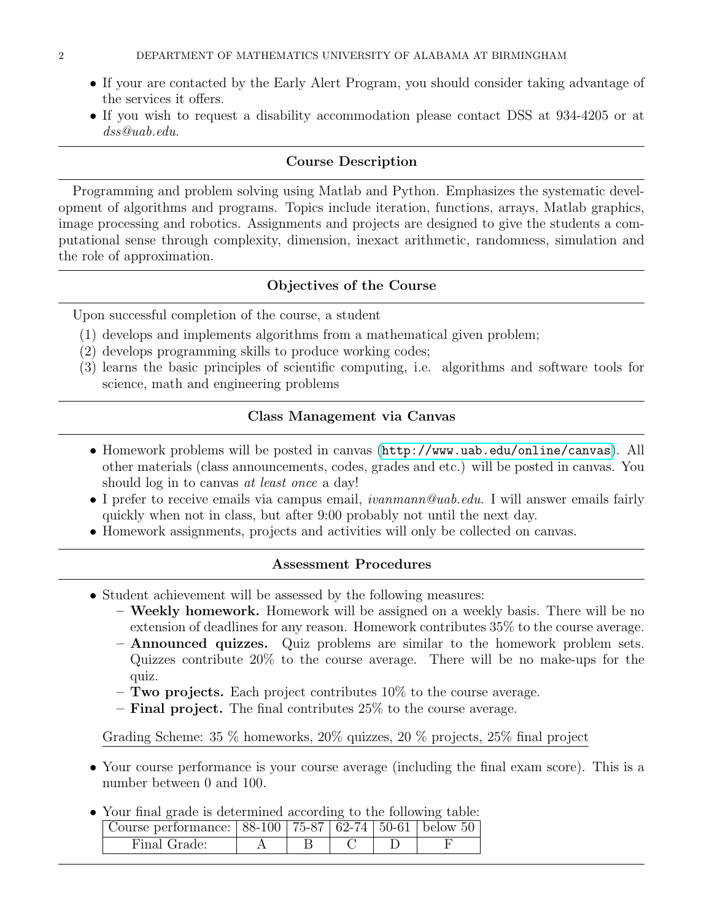- If your are contacted by the Early Alert Program, you should consider taking advantage of the services it offers.
- If you wish to request a disability accommodation please contact DSS at 934-4205 or at *dss@uab.edu*.

## Course Description

Programming and problem solving using Matlab and Python. Emphasizes the systematic development of algorithms and programs. Topics include iteration, functions, arrays, Matlab graphics, image processing and robotics. Assignments and projects are designed to give the students a computational sense through complexity, dimension, inexact arithmetic, randomness, simulation and the role of approximation.

## Objectives of the Course

Upon successful completion of the course, a student

1. develops and implements algorithms from a mathematical given problem;
2. develops programming skills to produce working codes;
3. learns the basic principles of scientific computing, i.e. algorithms and software tools for science, math and engineering problems

## Class Management via Canvas

- Homework problems will be posted in canvas (`http://www.uab.edu/online/canvas`). All other materials (class announcements, codes, grades and etc.) will be posted in canvas. You should log in to canvas *at least once* a day!
- I prefer to receive emails via campus email, *ivanmann@uab.edu*. I will answer emails fairly quickly when not in class, but after 9:00 probably not until the next day.
- Homework assignments, projects and activities will only be collected on canvas.

## Assessment Procedures

- Student achievement will be assessed by the following measures:
  - **Weekly homework.** Homework will be assigned on a weekly basis. There will be no extension of deadlines for any reason. Homework contributes 35% to the course average.
  - **Announced quizzes.** Quiz problems are similar to the homework problem sets. Quizzes contribute 20% to the course average. There will be no make-ups for the quiz.
  - **Two projects.** Each project contributes 10% to the course average.
  - **Final project.** The final contributes 25% to the course average.

  Grading Scheme: 35 % homeworks, 20% quizzes, 20 % projects, 25% final project

- Your course performance is your course average (including the final exam score). This is a number between 0 and 100.

- Your final grade is determined according to the following table:

| Course performance: | 88-100 | 75-87 | 62-74 | 50-61 | below 50 |
|---|---|---|---|---|---|
| Final Grade: | A | B | C | D | F |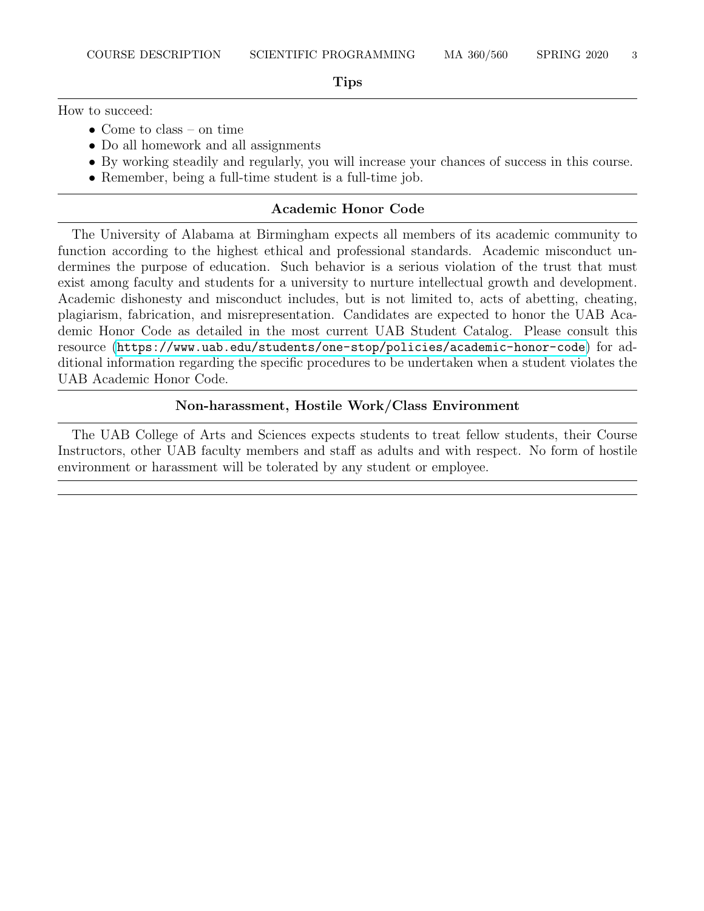## Tips

How to succeed:

- Come to class – on time
- Do all homework and all assignments
- By working steadily and regularly, you will increase your chances of success in this course.
- Remember, being a full-time student is a full-time job.

## Academic Honor Code

The University of Alabama at Birmingham expects all members of its academic community to function according to the highest ethical and professional standards. Academic misconduct undermines the purpose of education. Such behavior is a serious violation of the trust that must exist among faculty and students for a university to nurture intellectual growth and development. Academic dishonesty and misconduct includes, but is not limited to, acts of abetting, cheating, plagiarism, fabrication, and misrepresentation. Candidates are expected to honor the UAB Academic Honor Code as detailed in the most current UAB Student Catalog. Please consult this resource (https://www.uab.edu/students/one-stop/policies/academic-honor-code) for additional information regarding the specific procedures to be undertaken when a student violates the UAB Academic Honor Code.

## Non-harassment, Hostile Work/Class Environment

The UAB College of Arts and Sciences expects students to treat fellow students, their Course Instructors, other UAB faculty members and staff as adults and with respect. No form of hostile environment or harassment will be tolerated by any student or employee.